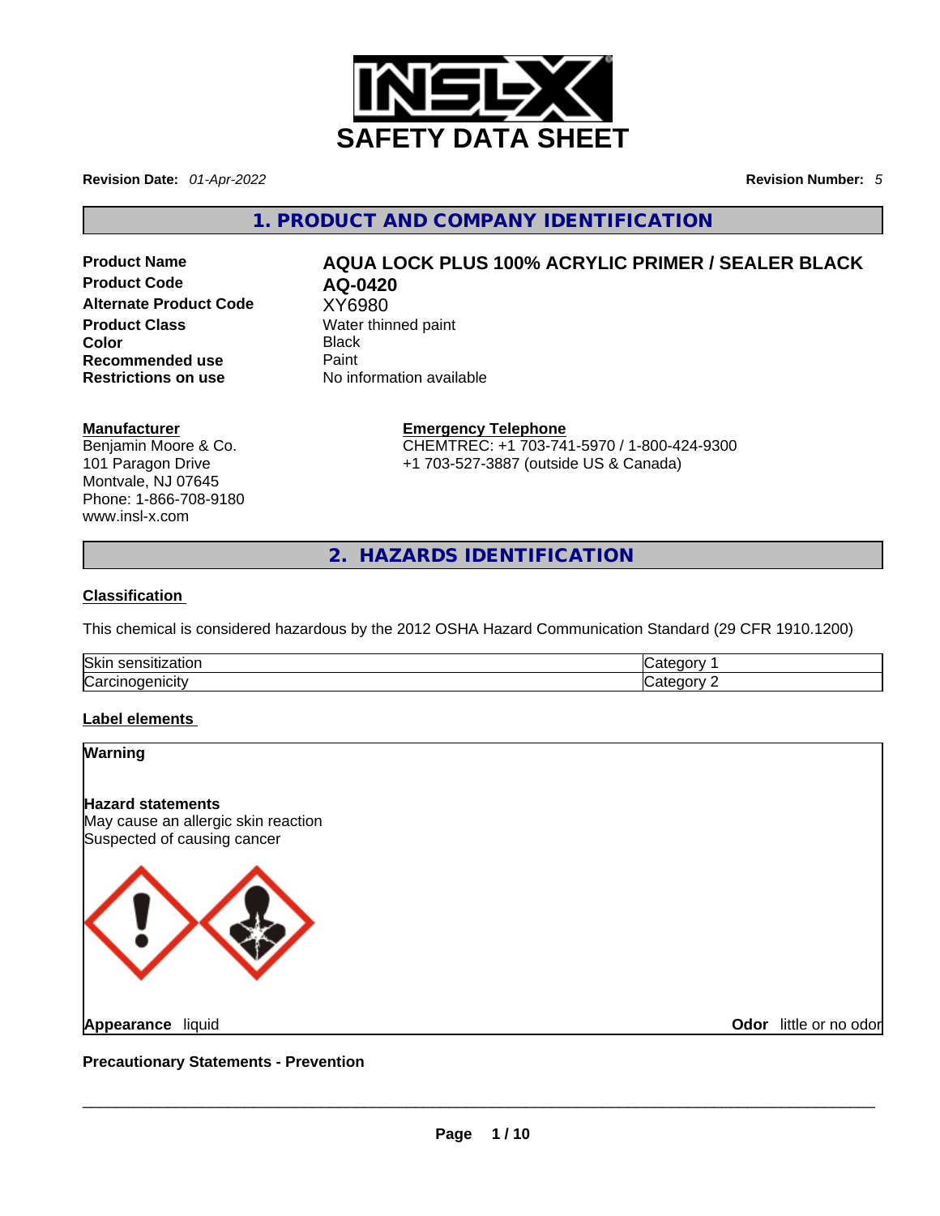# SAFETY DATA SHEET

**Revision Date:** *01-Apr-2022* **Revision Number:** *5*

## 1. PRODUCT AND COMPANY IDENTIFICATION

| | |
|---|---|
| **Product Name** | **AQUA LOCK PLUS 100% ACRYLIC PRIMER / SEALER BLACK** |
| **Product Code** | **AQ-0420** |
| **Alternate Product Code** | XY6980 |
| **Product Class** | Water thinned paint |
| **Color** | Black |
| **Recommended use** | Paint |
| **Restrictions on use** | No information available |

**Manufacturer**
Benjamin Moore & Co.
101 Paragon Drive
Montvale, NJ 07645
Phone: 1-866-708-9180
www.insl-x.com

**Emergency Telephone**
CHEMTREC: +1 703-741-5970 / 1-800-424-9300
+1 703-527-3887 (outside US & Canada)

## 2. HAZARDS IDENTIFICATION

**Classification**

This chemical is considered hazardous by the 2012 OSHA Hazard Communication Standard (29 CFR 1910.1200)

| | |
|---|---|
| Skin sensitization | Category 1 |
| Carcinogenicity | Category 2 |

**Label elements**

**Warning**

**Hazard statements**
May cause an allergic skin reaction
Suspected of causing cancer

**Appearance** liquid **Odor** little or no odor

**Precautionary Statements - Prevention**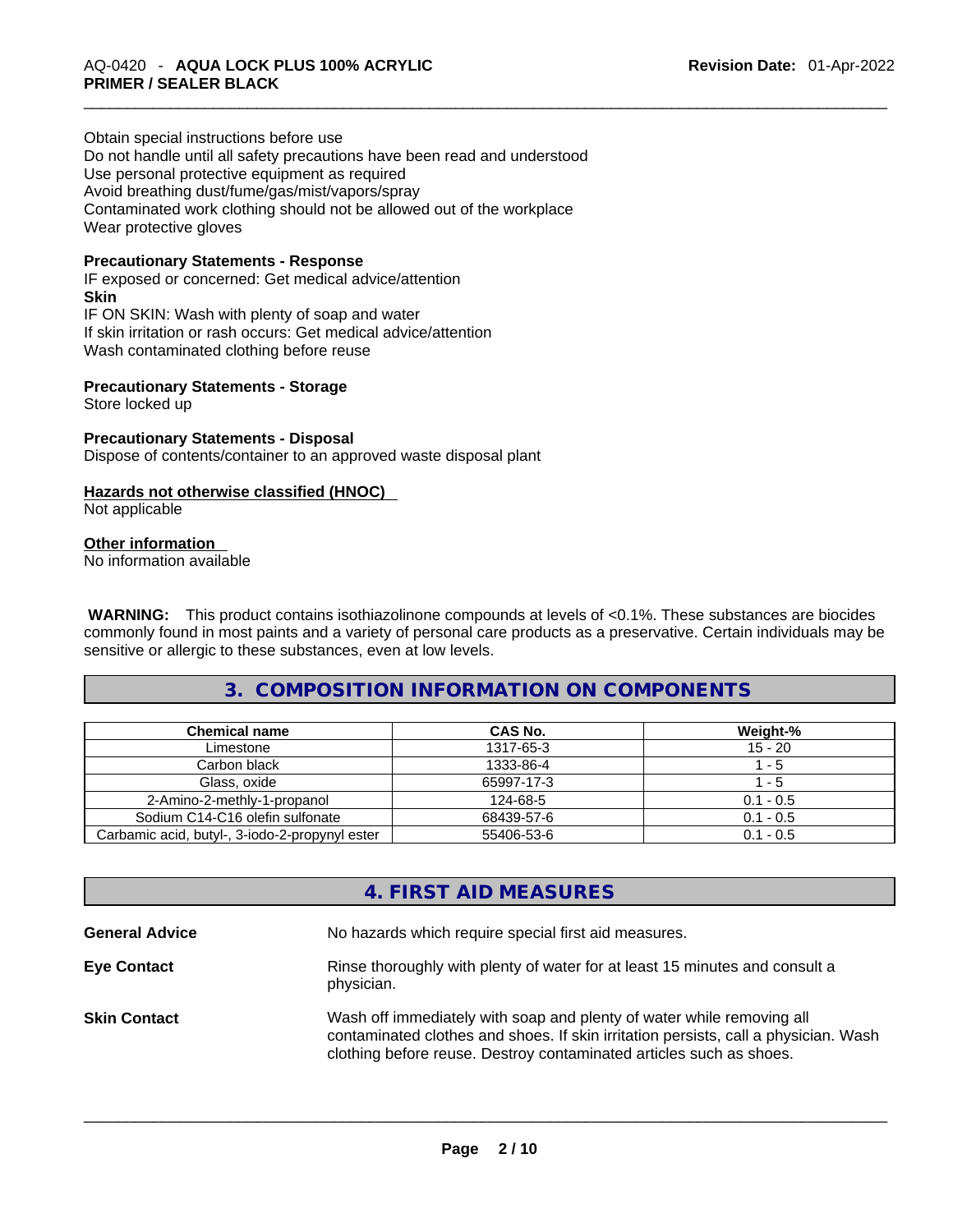Obtain special instructions before use
Do not handle until all safety precautions have been read and understood
Use personal protective equipment as required
Avoid breathing dust/fume/gas/mist/vapors/spray
Contaminated work clothing should not be allowed out of the workplace
Wear protective gloves

**Precautionary Statements - Response**

IF exposed or concerned: Get medical advice/attention

**Skin**

IF ON SKIN: Wash with plenty of soap and water
If skin irritation or rash occurs: Get medical advice/attention
Wash contaminated clothing before reuse

**Precautionary Statements - Storage**

Store locked up

**Precautionary Statements - Disposal**

Dispose of contents/container to an approved waste disposal plant

**Hazards not otherwise classified (HNOC)**

Not applicable

**Other information**

No information available

**WARNING:** This product contains isothiazolinone compounds at levels of <0.1%. These substances are biocides commonly found in most paints and a variety of personal care products as a preservative. Certain individuals may be sensitive or allergic to these substances, even at low levels.

## 3. COMPOSITION INFORMATION ON COMPONENTS

| Chemical name | CAS No. | Weight-% |
|---|---|---|
| Limestone | 1317-65-3 | 15 - 20 |
| Carbon black | 1333-86-4 | 1 - 5 |
| Glass, oxide | 65997-17-3 | 1 - 5 |
| 2-Amino-2-methly-1-propanol | 124-68-5 | 0.1 - 0.5 |
| Sodium C14-C16 olefin sulfonate | 68439-57-6 | 0.1 - 0.5 |
| Carbamic acid, butyl-, 3-iodo-2-propynyl ester | 55406-53-6 | 0.1 - 0.5 |

## 4. FIRST AID MEASURES

**General Advice** No hazards which require special first aid measures.

**Eye Contact** Rinse thoroughly with plenty of water for at least 15 minutes and consult a physician.

**Skin Contact** Wash off immediately with soap and plenty of water while removing all contaminated clothes and shoes. If skin irritation persists, call a physician. Wash clothing before reuse. Destroy contaminated articles such as shoes.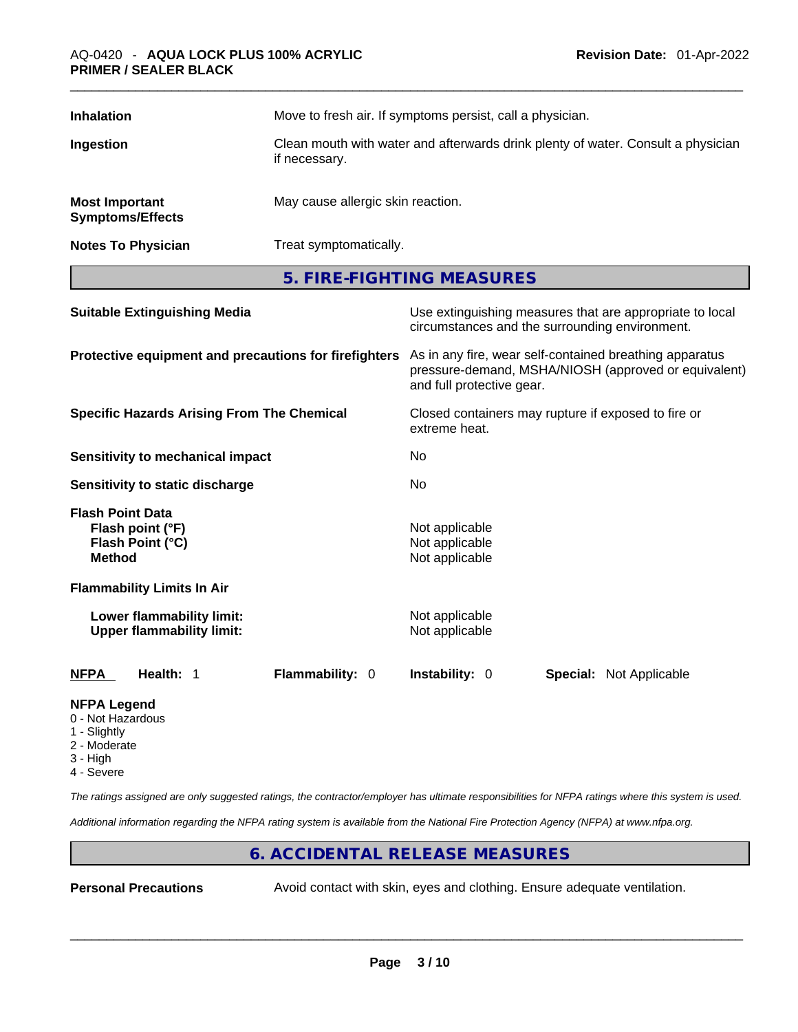| | |
|---|---|
| **Inhalation** | Move to fresh air. If symptoms persist, call a physician. |
| **Ingestion** | Clean mouth with water and afterwards drink plenty of water. Consult a physician if necessary. |
| **Most Important Symptoms/Effects** | May cause allergic skin reaction. |
| **Notes To Physician** | Treat symptomatically. |

## 5. FIRE-FIGHTING MEASURES

| | |
|---|---|
| **Suitable Extinguishing Media** | Use extinguishing measures that are appropriate to local circumstances and the surrounding environment. |
| **Protective equipment and precautions for firefighters** | As in any fire, wear self-contained breathing apparatus pressure-demand, MSHA/NIOSH (approved or equivalent) and full protective gear. |
| **Specific Hazards Arising From The Chemical** | Closed containers may rupture if exposed to fire or extreme heat. |
| **Sensitivity to mechanical impact** | No |
| **Sensitivity to static discharge** | No |

**Flash Point Data**

| | |
|---|---|
| **Flash point (°F)** | Not applicable |
| **Flash Point (°C)** | Not applicable |
| **Method** | Not applicable |

**Flammability Limits In Air**

| | |
|---|---|
| **Lower flammability limit:** | Not applicable |
| **Upper flammability limit:** | Not applicable |

| **NFPA** | **Health:** 1 | **Flammability:** 0 | **Instability:** 0 | **Special:** Not Applicable |
|---|---|---|---|---|

**NFPA Legend**
- 0 - Not Hazardous
- 1 - Slightly
- 2 - Moderate
- 3 - High
- 4 - Severe

*The ratings assigned are only suggested ratings, the contractor/employer has ultimate responsibilities for NFPA ratings where this system is used.*

*Additional information regarding the NFPA rating system is available from the National Fire Protection Agency (NFPA) at www.nfpa.org.*

## 6. ACCIDENTAL RELEASE MEASURES

| | |
|---|---|
| **Personal Precautions** | Avoid contact with skin, eyes and clothing. Ensure adequate ventilation. |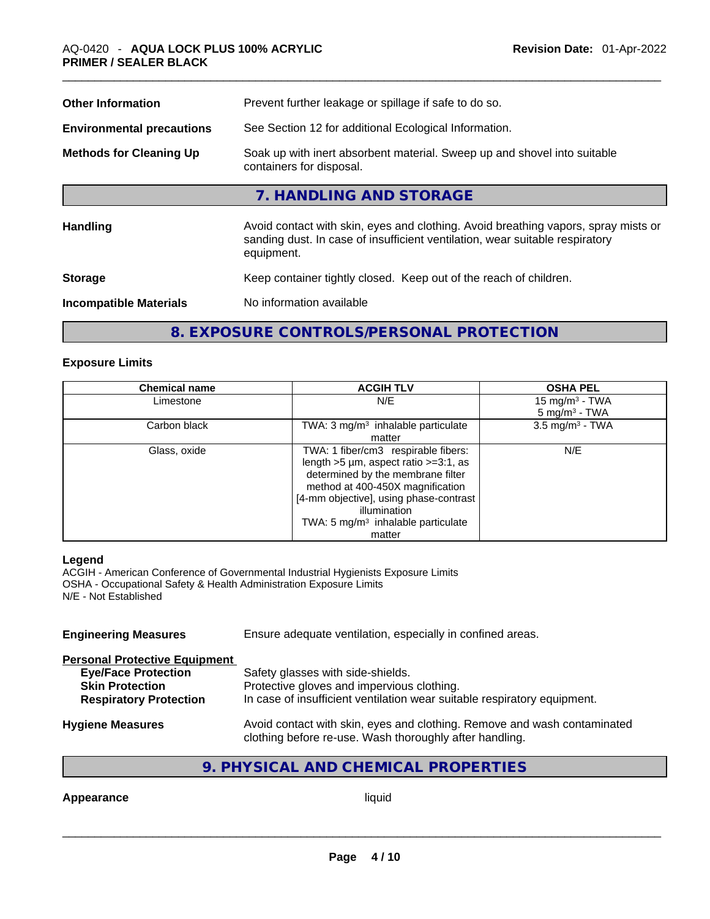| | |
|---|---|
| **Other Information** | Prevent further leakage or spillage if safe to do so. |
| **Environmental precautions** | See Section 12 for additional Ecological Information. |
| **Methods for Cleaning Up** | Soak up with inert absorbent material. Sweep up and shovel into suitable containers for disposal. |

## 7. HANDLING AND STORAGE

| | |
|---|---|
| **Handling** | Avoid contact with skin, eyes and clothing. Avoid breathing vapors, spray mists or sanding dust. In case of insufficient ventilation, wear suitable respiratory equipment. |
| **Storage** | Keep container tightly closed. Keep out of the reach of children. |
| **Incompatible Materials** | No information available |

## 8. EXPOSURE CONTROLS/PERSONAL PROTECTION

### Exposure Limits

| Chemical name | ACGIH TLV | OSHA PEL |
|---|---|---|
| Limestone | N/E | 15 mg/m³ - TWA<br>5 mg/m³ - TWA |
| Carbon black | TWA: 3 mg/m³ inhalable particulate matter | 3.5 mg/m³ - TWA |
| Glass, oxide | TWA: 1 fiber/cm3 respirable fibers: length >5 µm, aspect ratio >=3:1, as determined by the membrane filter method at 400-450X magnification [4-mm objective], using phase-contrast illumination<br>TWA: 5 mg/m³ inhalable particulate matter | N/E |

**Legend**
ACGIH - American Conference of Governmental Industrial Hygienists Exposure Limits
OSHA - Occupational Safety & Health Administration Exposure Limits
N/E - Not Established

**Engineering Measures** Ensure adequate ventilation, especially in confined areas.

**Personal Protective Equipment**

| | |
|---|---|
| **Eye/Face Protection** | Safety glasses with side-shields. |
| **Skin Protection** | Protective gloves and impervious clothing. |
| **Respiratory Protection** | In case of insufficient ventilation wear suitable respiratory equipment. |

**Hygiene Measures** Avoid contact with skin, eyes and clothing. Remove and wash contaminated clothing before re-use. Wash thoroughly after handling.

## 9. PHYSICAL AND CHEMICAL PROPERTIES

**Appearance** liquid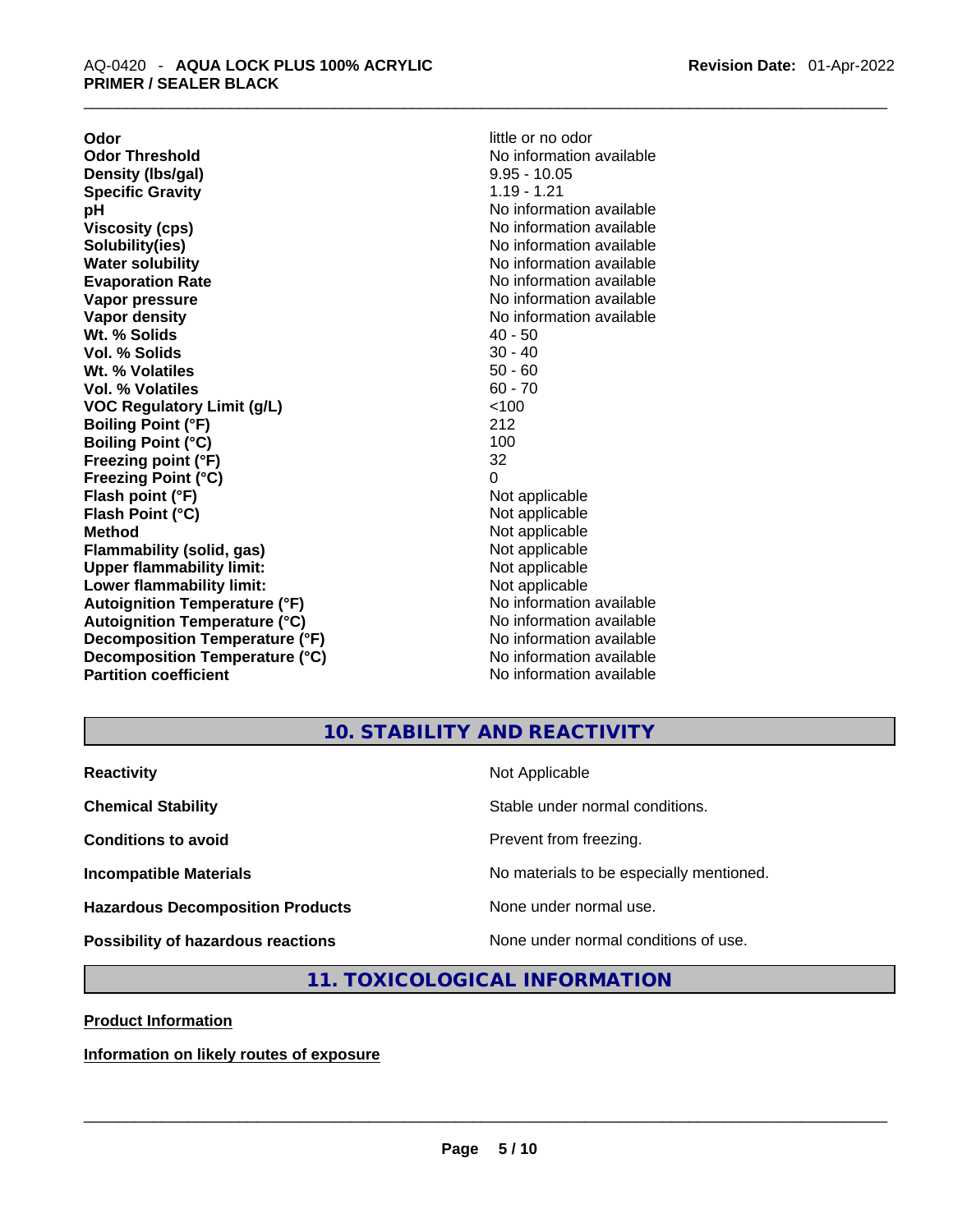| | |
|---|---|
| **Odor** | little or no odor |
| **Odor Threshold** | No information available |
| **Density (lbs/gal)** | 9.95 - 10.05 |
| **Specific Gravity** | 1.19 - 1.21 |
| **pH** | No information available |
| **Viscosity (cps)** | No information available |
| **Solubility(ies)** | No information available |
| **Water solubility** | No information available |
| **Evaporation Rate** | No information available |
| **Vapor pressure** | No information available |
| **Vapor density** | No information available |
| **Wt. % Solids** | 40 - 50 |
| **Vol. % Solids** | 30 - 40 |
| **Wt. % Volatiles** | 50 - 60 |
| **Vol. % Volatiles** | 60 - 70 |
| **VOC Regulatory Limit (g/L)** | <100 |
| **Boiling Point (°F)** | 212 |
| **Boiling Point (°C)** | 100 |
| **Freezing point (°F)** | 32 |
| **Freezing Point (°C)** | 0 |
| **Flash point (°F)** | Not applicable |
| **Flash Point (°C)** | Not applicable |
| **Method** | Not applicable |
| **Flammability (solid, gas)** | Not applicable |
| **Upper flammability limit:** | Not applicable |
| **Lower flammability limit:** | Not applicable |
| **Autoignition Temperature (°F)** | No information available |
| **Autoignition Temperature (°C)** | No information available |
| **Decomposition Temperature (°F)** | No information available |
| **Decomposition Temperature (°C)** | No information available |
| **Partition coefficient** | No information available |

## 10. STABILITY AND REACTIVITY

| | |
|---|---|
| **Reactivity** | Not Applicable |
| **Chemical Stability** | Stable under normal conditions. |
| **Conditions to avoid** | Prevent from freezing. |
| **Incompatible Materials** | No materials to be especially mentioned. |
| **Hazardous Decomposition Products** | None under normal use. |
| **Possibility of hazardous reactions** | None under normal conditions of use. |

## 11. TOXICOLOGICAL INFORMATION

**Product Information**

**Information on likely routes of exposure**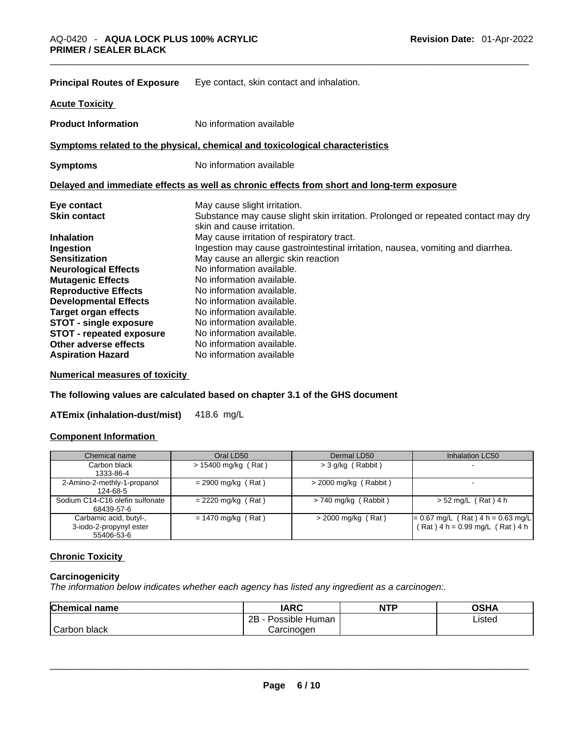**Principal Routes of Exposure** Eye contact, skin contact and inhalation.

**Acute Toxicity**

**Product Information** No information available

**Symptoms related to the physical, chemical and toxicological characteristics**

**Symptoms** No information available

**Delayed and immediate effects as well as chronic effects from short and long-term exposure**

**Eye contact** May cause slight irritation.
**Skin contact** Substance may cause slight skin irritation. Prolonged or repeated contact may dry skin and cause irritation.
**Inhalation** May cause irritation of respiratory tract.
**Ingestion** Ingestion may cause gastrointestinal irritation, nausea, vomiting and diarrhea.
**Sensitization** May cause an allergic skin reaction
**Neurological Effects** No information available.
**Mutagenic Effects** No information available.
**Reproductive Effects** No information available.
**Developmental Effects** No information available.
**Target organ effects** No information available.
**STOT - single exposure** No information available.
**STOT - repeated exposure** No information available.
**Other adverse effects** No information available.
**Aspiration Hazard** No information available

**Numerical measures of toxicity**

**The following values are calculated based on chapter 3.1 of the GHS document**

**ATEmix (inhalation-dust/mist)** 418.6 mg/L

**Component Information**

| Chemical name | Oral LD50 | Dermal LD50 | Inhalation LC50 |
|---|---|---|---|
| Carbon black<br>1333-86-4 | > 15400 mg/kg ( Rat ) | > 3 g/kg ( Rabbit ) | - |
| 2-Amino-2-methly-1-propanol<br>124-68-5 | = 2900 mg/kg ( Rat ) | > 2000 mg/kg ( Rabbit ) | - |
| Sodium C14-C16 olefin sulfonate<br>68439-57-6 | = 2220 mg/kg ( Rat ) | > 740 mg/kg ( Rabbit ) | > 52 mg/L ( Rat ) 4 h |
| Carbamic acid, butyl-,<br>3-iodo-2-propynyl ester<br>55406-53-6 | = 1470 mg/kg ( Rat ) | > 2000 mg/kg ( Rat ) | = 0.67 mg/L ( Rat ) 4 h = 0.63 mg/L ( Rat ) 4 h = 0.99 mg/L ( Rat ) 4 h |

**Chronic Toxicity**

**Carcinogenicity**

*The information below indicates whether each agency has listed any ingredient as a carcinogen:.*

| Chemical name | IARC | NTP | OSHA |
|---|---|---|---|
| Carbon black | 2B - Possible Human Carcinogen | | Listed |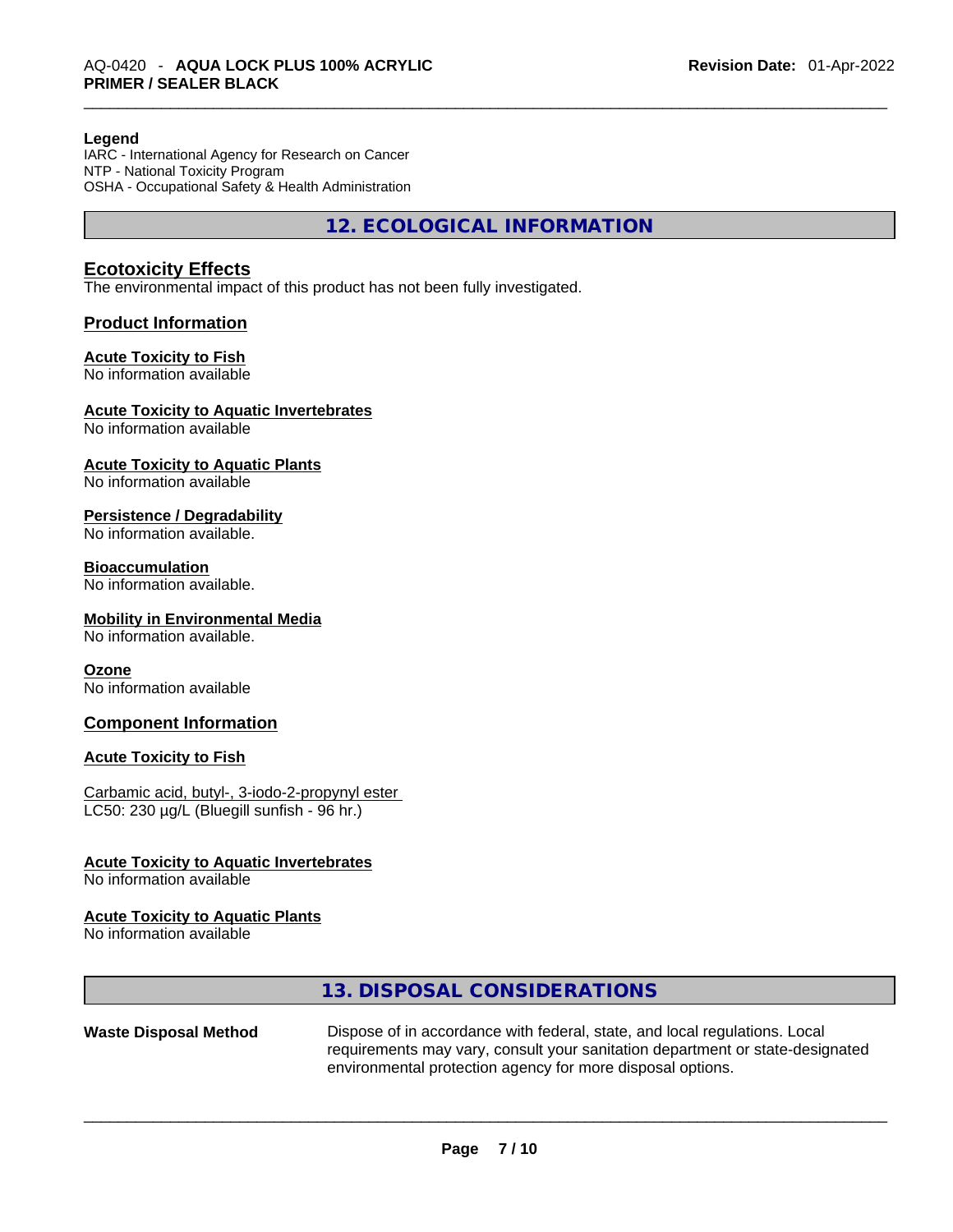**Legend**
IARC - International Agency for Research on Cancer
NTP - National Toxicity Program
OSHA - Occupational Safety & Health Administration

## 12. ECOLOGICAL INFORMATION

### Ecotoxicity Effects

The environmental impact of this product has not been fully investigated.

### Product Information

**Acute Toxicity to Fish**
No information available

**Acute Toxicity to Aquatic Invertebrates**
No information available

**Acute Toxicity to Aquatic Plants**
No information available

**Persistence / Degradability**
No information available.

**Bioaccumulation**
No information available.

**Mobility in Environmental Media**
No information available.

**Ozone**
No information available

### Component Information

**Acute Toxicity to Fish**

Carbamic acid, butyl-, 3-iodo-2-propynyl ester
LC50: 230 µg/L (Bluegill sunfish - 96 hr.)

**Acute Toxicity to Aquatic Invertebrates**
No information available

**Acute Toxicity to Aquatic Plants**
No information available

## 13. DISPOSAL CONSIDERATIONS

**Waste Disposal Method** — Dispose of in accordance with federal, state, and local regulations. Local requirements may vary, consult your sanitation department or state-designated environmental protection agency for more disposal options.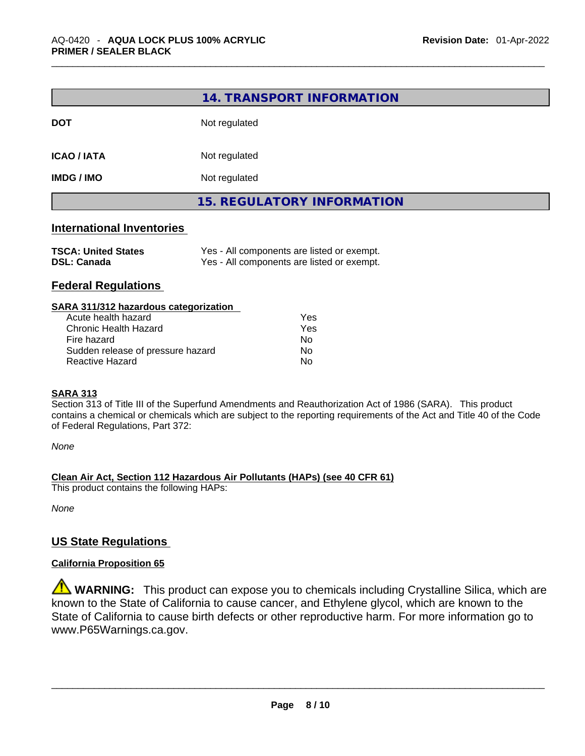## 14. TRANSPORT INFORMATION

| | |
|---|---|
| **DOT** | Not regulated |
| **ICAO / IATA** | Not regulated |
| **IMDG / IMO** | Not regulated |

## 15. REGULATORY INFORMATION

### International Inventories

| | |
|---|---|
| **TSCA: United States** | Yes - All components are listed or exempt. |
| **DSL: Canada** | Yes - All components are listed or exempt. |

### Federal Regulations

**SARA 311/312 hazardous categorization**

| | |
|---|---|
| Acute health hazard | Yes |
| Chronic Health Hazard | Yes |
| Fire hazard | No |
| Sudden release of pressure hazard | No |
| Reactive Hazard | No |

**SARA 313**

Section 313 of Title III of the Superfund Amendments and Reauthorization Act of 1986 (SARA). This product contains a chemical or chemicals which are subject to the reporting requirements of the Act and Title 40 of the Code of Federal Regulations, Part 372:

*None*

**Clean Air Act, Section 112 Hazardous Air Pollutants (HAPs) (see 40 CFR 61)**

This product contains the following HAPs:

*None*

### US State Regulations

**California Proposition 65**

⚠ **WARNING:** This product can expose you to chemicals including Crystalline Silica, which are known to the State of California to cause cancer, and Ethylene glycol, which are known to the State of California to cause birth defects or other reproductive harm. For more information go to www.P65Warnings.ca.gov.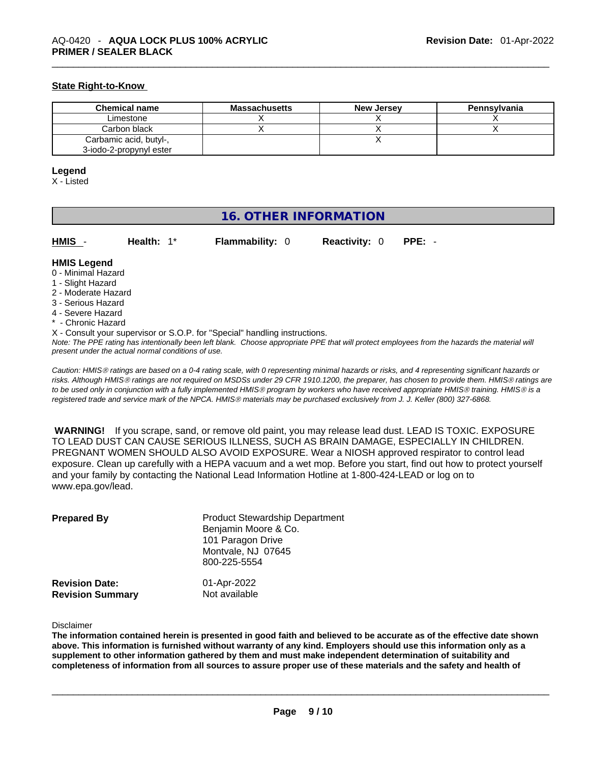#### State Right-to-Know

| Chemical name | Massachusetts | New Jersey | Pennsylvania |
| --- | --- | --- | --- |
| Limestone | X | X | X |
| Carbon black | X | X | X |
| Carbamic acid, butyl-, 3-iodo-2-propynyl ester | | X | |

**Legend**
X - Listed

## 16. OTHER INFORMATION

**HMIS** - **Health:** 1* **Flammability:** 0 **Reactivity:** 0 **PPE:** -

**HMIS Legend**
0 - Minimal Hazard
1 - Slight Hazard
2 - Moderate Hazard
3 - Serious Hazard
4 - Severe Hazard
* - Chronic Hazard
X - Consult your supervisor or S.O.P. for "Special" handling instructions.
*Note: The PPE rating has intentionally been left blank. Choose appropriate PPE that will protect employees from the hazards the material will present under the actual normal conditions of use.*

*Caution: HMIS® ratings are based on a 0-4 rating scale, with 0 representing minimal hazards or risks, and 4 representing significant hazards or risks. Although HMIS® ratings are not required on MSDSs under 29 CFR 1910.1200, the preparer, has chosen to provide them. HMIS® ratings are to be used only in conjunction with a fully implemented HMIS® program by workers who have received appropriate HMIS® training. HMIS® is a registered trade and service mark of the NPCA. HMIS® materials may be purchased exclusively from J. J. Keller (800) 327-6868.*

**WARNING!** If you scrape, sand, or remove old paint, you may release lead dust. LEAD IS TOXIC. EXPOSURE TO LEAD DUST CAN CAUSE SERIOUS ILLNESS, SUCH AS BRAIN DAMAGE, ESPECIALLY IN CHILDREN. PREGNANT WOMEN SHOULD ALSO AVOID EXPOSURE. Wear a NIOSH approved respirator to control lead exposure. Clean up carefully with a HEPA vacuum and a wet mop. Before you start, find out how to protect yourself and your family by contacting the National Lead Information Hotline at 1-800-424-LEAD or log on to www.epa.gov/lead.

**Prepared By**
Product Stewardship Department
Benjamin Moore & Co.
101 Paragon Drive
Montvale, NJ 07645
800-225-5554

**Revision Date:** 01-Apr-2022
**Revision Summary** Not available

Disclaimer
**The information contained herein is presented in good faith and believed to be accurate as of the effective date shown above. This information is furnished without warranty of any kind. Employers should use this information only as a supplement to other information gathered by them and must make independent determination of suitability and completeness of information from all sources to assure proper use of these materials and the safety and health of**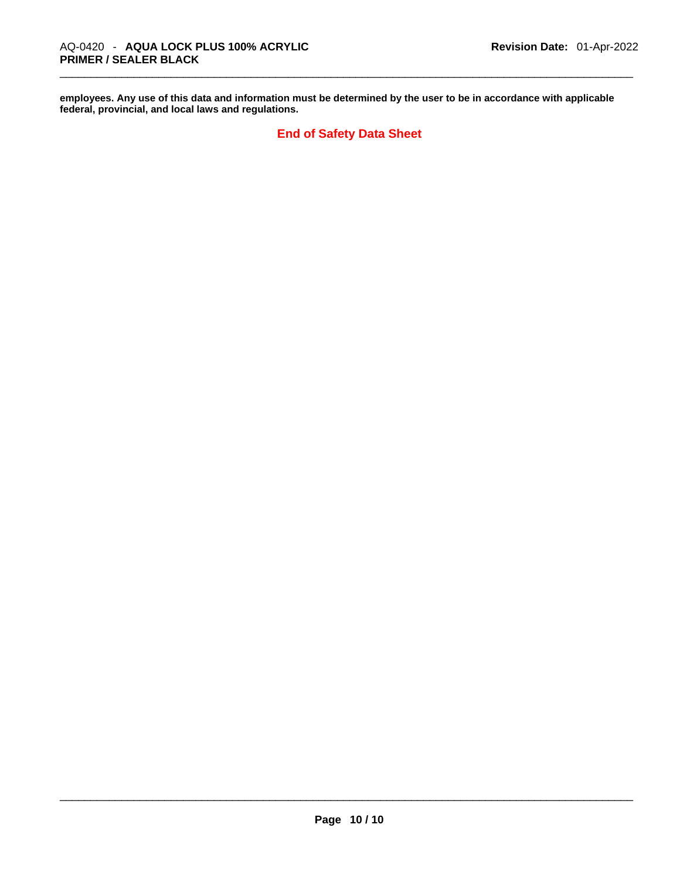**employees. Any use of this data and information must be determined by the user to be in accordance with applicable federal, provincial, and local laws and regulations.**

**End of Safety Data Sheet**